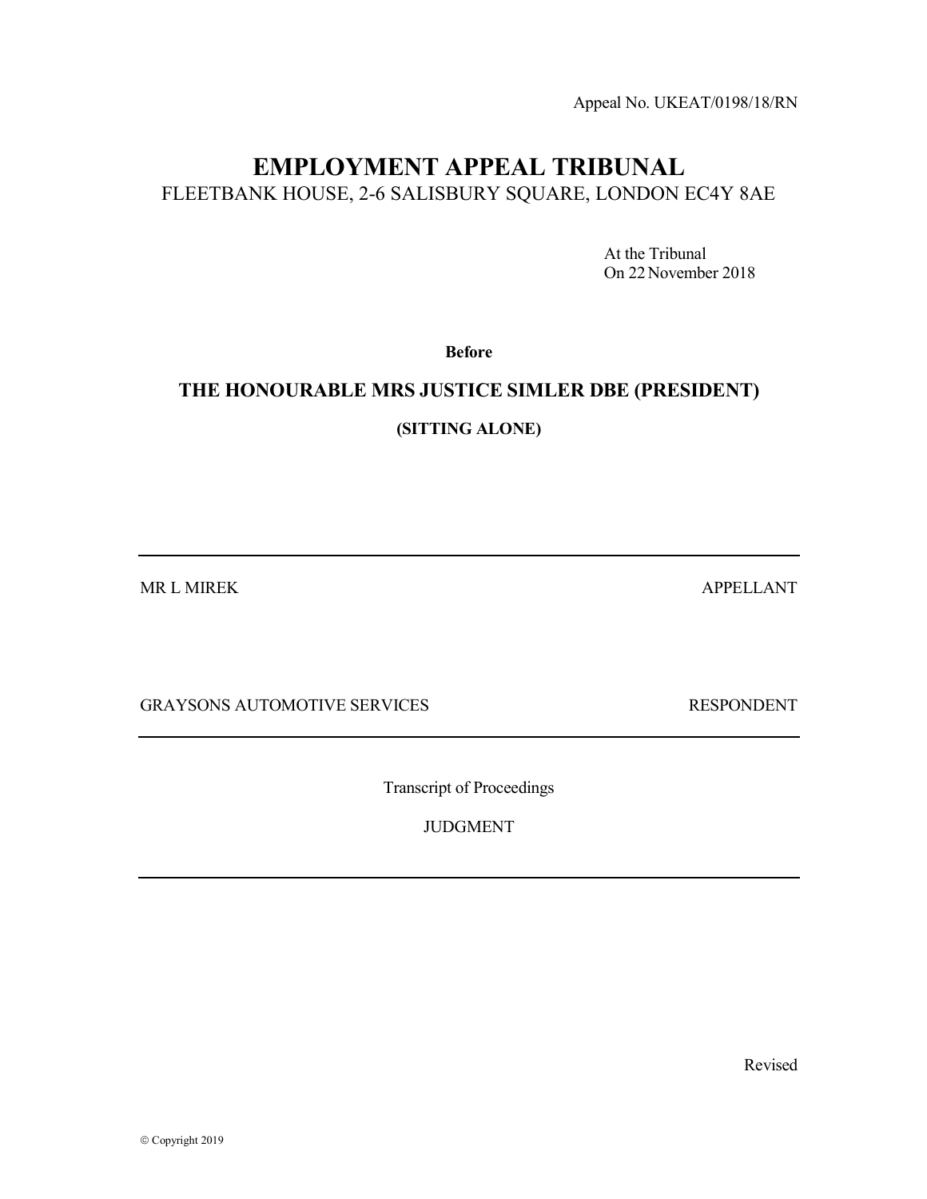Appeal No. UKEAT/0198/18/RN

# EMPLOYMENT APPEAL TRIBUNAL

FLEETBANK HOUSE, 2-6 SALISBURY SQUARE, LONDON EC4Y 8AE

At the Tribunal
On 22 November 2018

**Before**

**THE HONOURABLE MRS JUSTICE SIMLER DBE (PRESIDENT)**

**(SITTING ALONE)**

---

MR L MIREK — APPELLANT

GRAYSONS AUTOMOTIVE SERVICES — RESPONDENT

---

Transcript of Proceedings

JUDGMENT

---

Revised

© Copyright 2019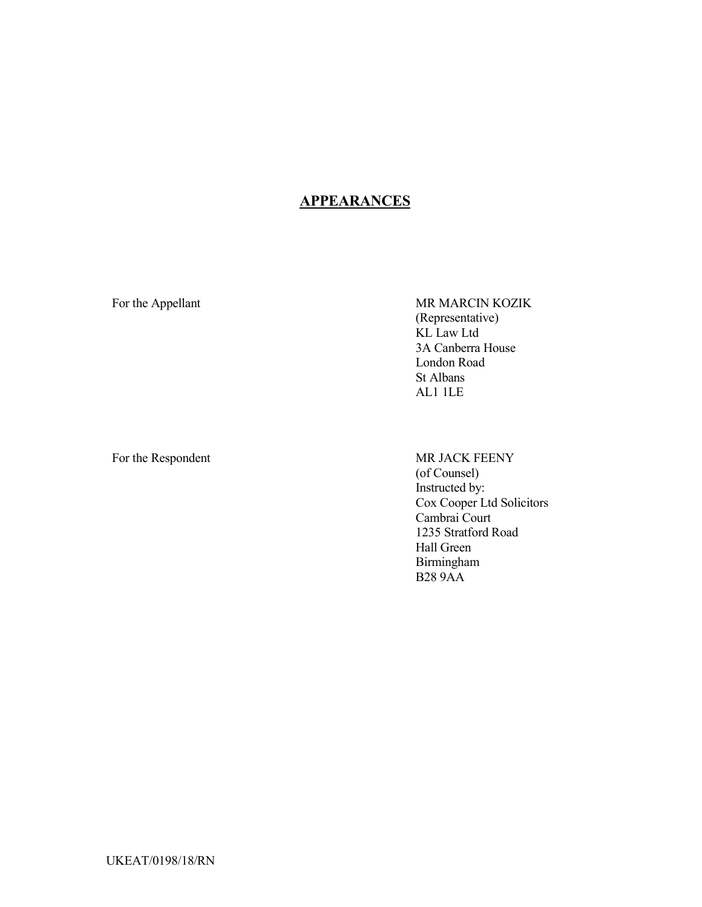## APPEARANCES

For the Appellant

MR MARCIN KOZIK
(Representative)
KL Law Ltd
3A Canberra House
London Road
St Albans
AL1 1LE

For the Respondent

MR JACK FEENY
(of Counsel)
Instructed by:
Cox Cooper Ltd Solicitors
Cambrai Court
1235 Stratford Road
Hall Green
Birmingham
B28 9AA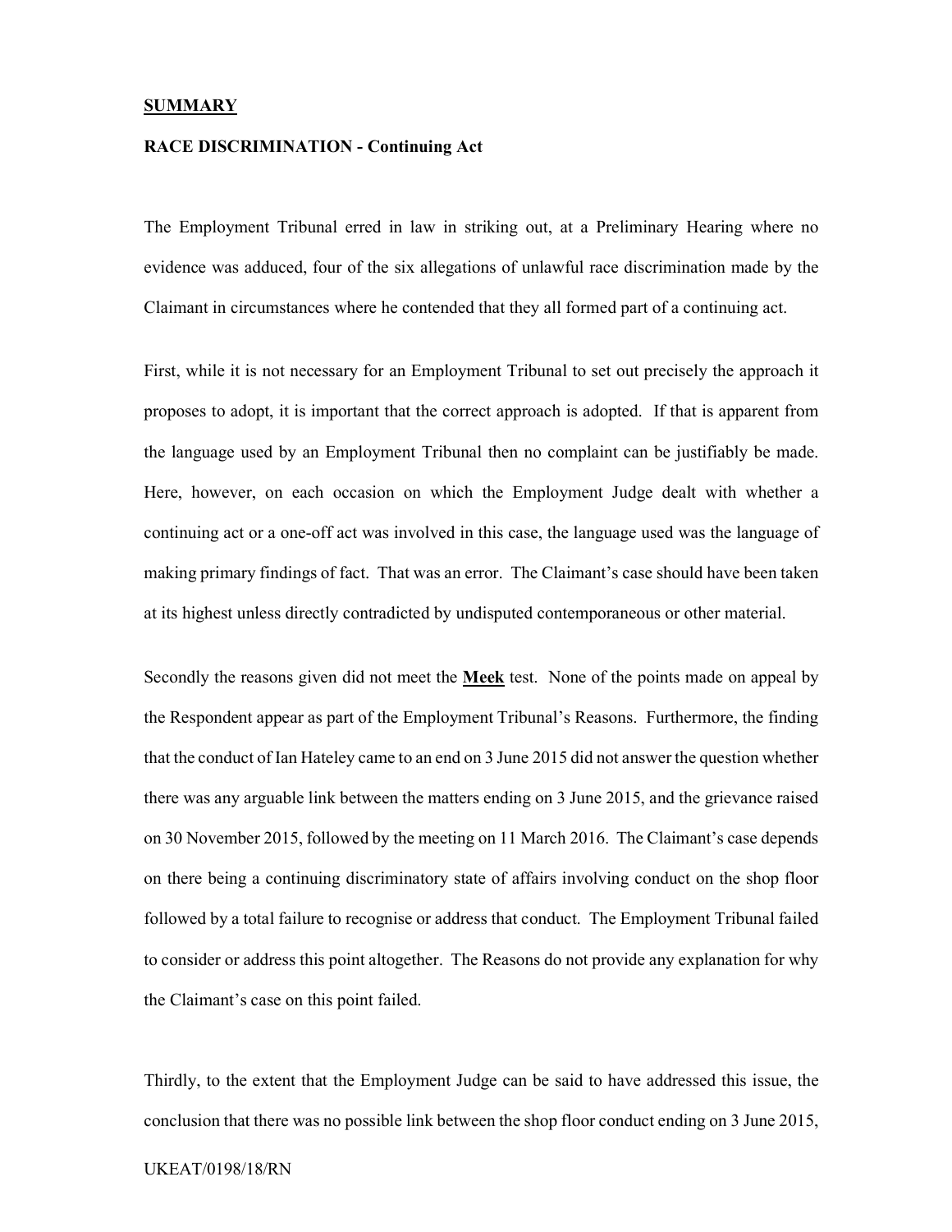## **SUMMARY**

**RACE DISCRIMINATION - Continuing Act**

The Employment Tribunal erred in law in striking out, at a Preliminary Hearing where no evidence was adduced, four of the six allegations of unlawful race discrimination made by the Claimant in circumstances where he contended that they all formed part of a continuing act.

First, while it is not necessary for an Employment Tribunal to set out precisely the approach it proposes to adopt, it is important that the correct approach is adopted. If that is apparent from the language used by an Employment Tribunal then no complaint can be justifiably be made. Here, however, on each occasion on which the Employment Judge dealt with whether a continuing act or a one-off act was involved in this case, the language used was the language of making primary findings of fact. That was an error. The Claimant's case should have been taken at its highest unless directly contradicted by undisputed contemporaneous or other material.

Secondly the reasons given did not meet the **Meek** test. None of the points made on appeal by the Respondent appear as part of the Employment Tribunal's Reasons. Furthermore, the finding that the conduct of Ian Hateley came to an end on 3 June 2015 did not answer the question whether there was any arguable link between the matters ending on 3 June 2015, and the grievance raised on 30 November 2015, followed by the meeting on 11 March 2016. The Claimant's case depends on there being a continuing discriminatory state of affairs involving conduct on the shop floor followed by a total failure to recognise or address that conduct. The Employment Tribunal failed to consider or address this point altogether. The Reasons do not provide any explanation for why the Claimant's case on this point failed.

Thirdly, to the extent that the Employment Judge can be said to have addressed this issue, the conclusion that there was no possible link between the shop floor conduct ending on 3 June 2015,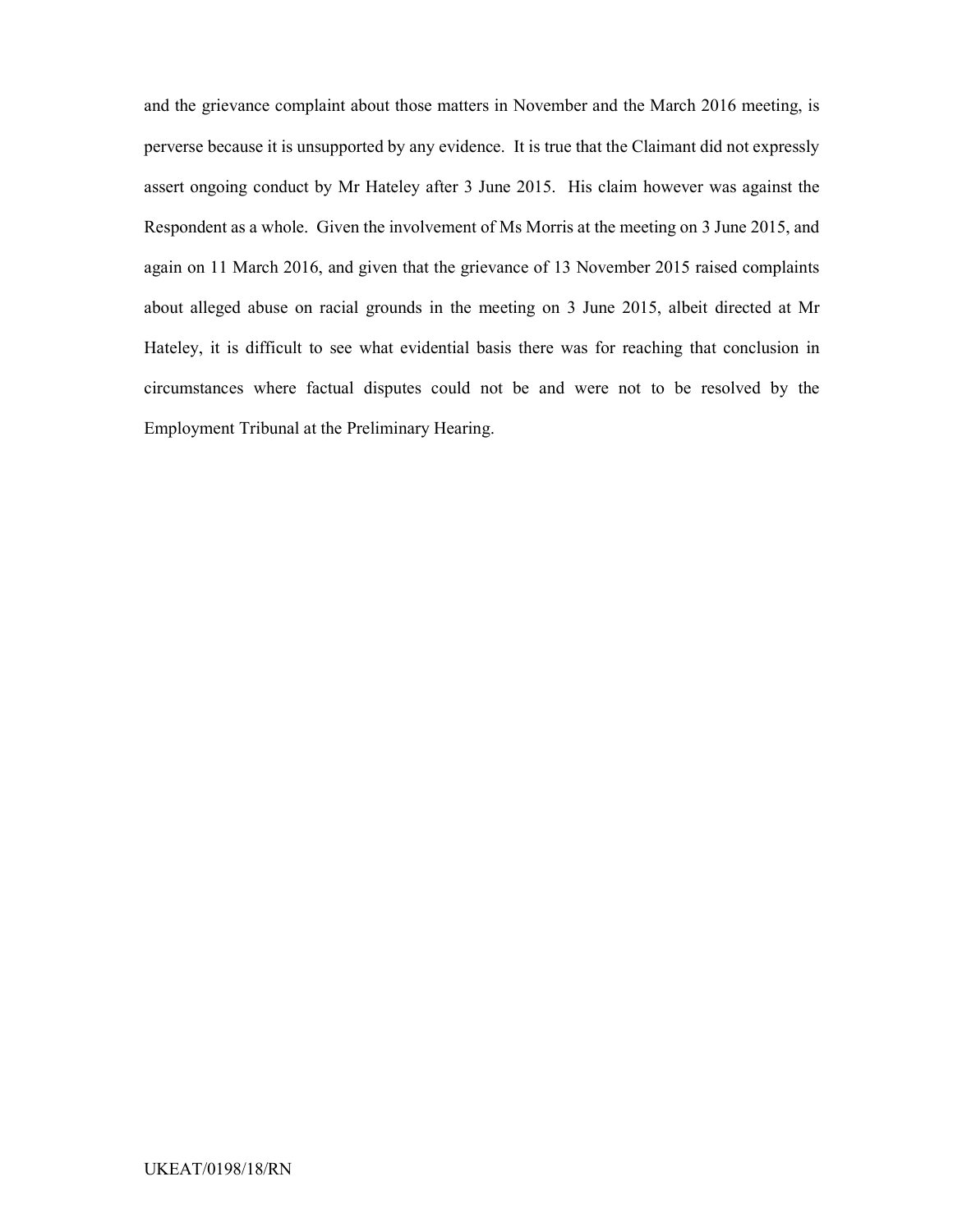and the grievance complaint about those matters in November and the March 2016 meeting, is perverse because it is unsupported by any evidence. It is true that the Claimant did not expressly assert ongoing conduct by Mr Hateley after 3 June 2015. His claim however was against the Respondent as a whole. Given the involvement of Ms Morris at the meeting on 3 June 2015, and again on 11 March 2016, and given that the grievance of 13 November 2015 raised complaints about alleged abuse on racial grounds in the meeting on 3 June 2015, albeit directed at Mr Hateley, it is difficult to see what evidential basis there was for reaching that conclusion in circumstances where factual disputes could not be and were not to be resolved by the Employment Tribunal at the Preliminary Hearing.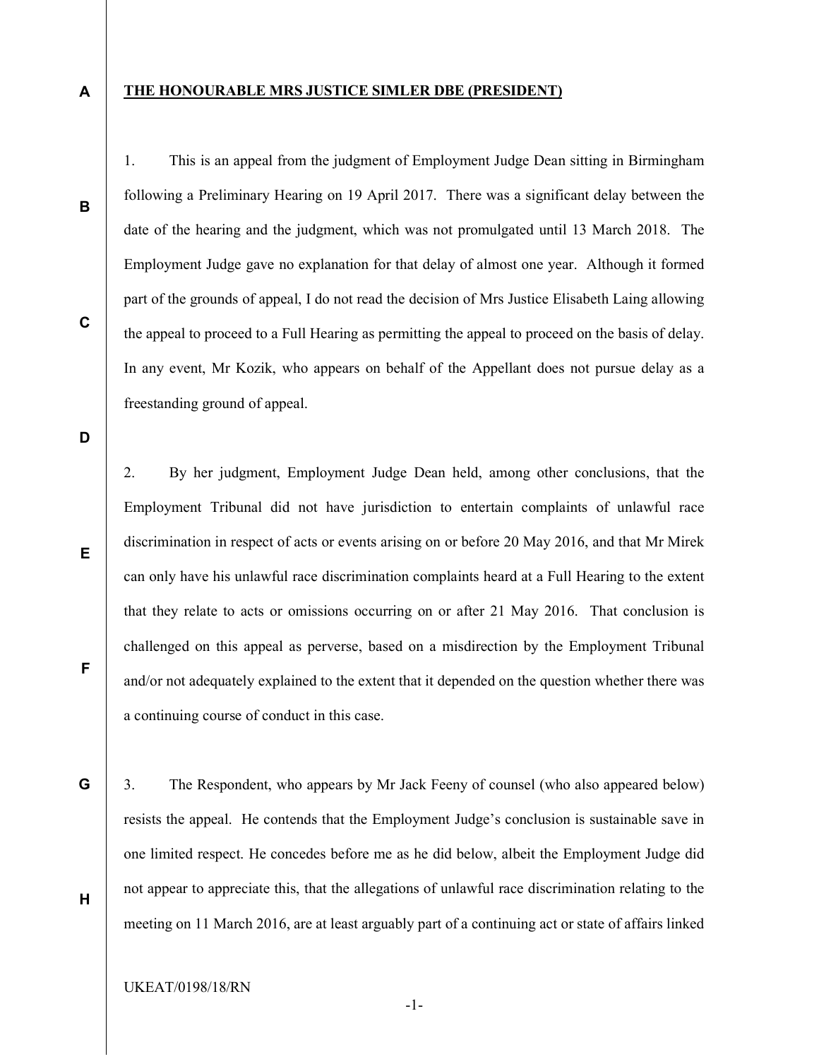**THE HONOURABLE MRS JUSTICE SIMLER DBE (PRESIDENT)**

1. This is an appeal from the judgment of Employment Judge Dean sitting in Birmingham following a Preliminary Hearing on 19 April 2017. There was a significant delay between the date of the hearing and the judgment, which was not promulgated until 13 March 2018. The Employment Judge gave no explanation for that delay of almost one year. Although it formed part of the grounds of appeal, I do not read the decision of Mrs Justice Elisabeth Laing allowing the appeal to proceed to a Full Hearing as permitting the appeal to proceed on the basis of delay. In any event, Mr Kozik, who appears on behalf of the Appellant does not pursue delay as a freestanding ground of appeal.

2. By her judgment, Employment Judge Dean held, among other conclusions, that the Employment Tribunal did not have jurisdiction to entertain complaints of unlawful race discrimination in respect of acts or events arising on or before 20 May 2016, and that Mr Mirek can only have his unlawful race discrimination complaints heard at a Full Hearing to the extent that they relate to acts or omissions occurring on or after 21 May 2016. That conclusion is challenged on this appeal as perverse, based on a misdirection by the Employment Tribunal and/or not adequately explained to the extent that it depended on the question whether there was a continuing course of conduct in this case.

3. The Respondent, who appears by Mr Jack Feeny of counsel (who also appeared below) resists the appeal. He contends that the Employment Judge's conclusion is sustainable save in one limited respect. He concedes before me as he did below, albeit the Employment Judge did not appear to appreciate this, that the allegations of unlawful race discrimination relating to the meeting on 11 March 2016, are at least arguably part of a continuing act or state of affairs linked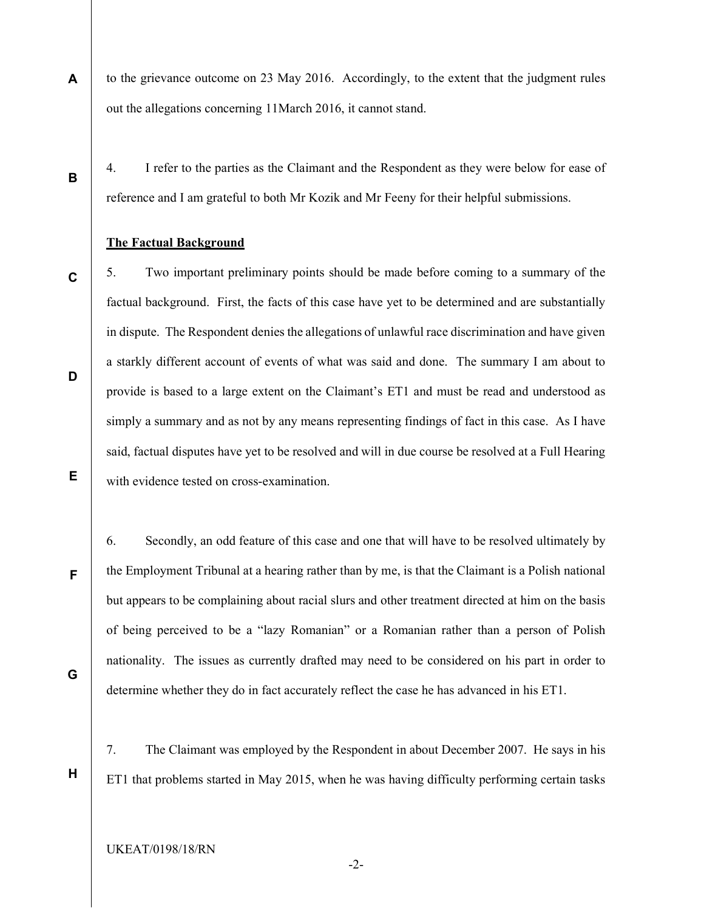to the grievance outcome on 23 May 2016. Accordingly, to the extent that the judgment rules out the allegations concerning 11March 2016, it cannot stand.

4. I refer to the parties as the Claimant and the Respondent as they were below for ease of reference and I am grateful to both Mr Kozik and Mr Feeny for their helpful submissions.

**The Factual Background**

5. Two important preliminary points should be made before coming to a summary of the factual background. First, the facts of this case have yet to be determined and are substantially in dispute. The Respondent denies the allegations of unlawful race discrimination and have given a starkly different account of events of what was said and done. The summary I am about to provide is based to a large extent on the Claimant's ET1 and must be read and understood as simply a summary and as not by any means representing findings of fact in this case. As I have said, factual disputes have yet to be resolved and will in due course be resolved at a Full Hearing with evidence tested on cross-examination.

6. Secondly, an odd feature of this case and one that will have to be resolved ultimately by the Employment Tribunal at a hearing rather than by me, is that the Claimant is a Polish national but appears to be complaining about racial slurs and other treatment directed at him on the basis of being perceived to be a "lazy Romanian" or a Romanian rather than a person of Polish nationality. The issues as currently drafted may need to be considered on his part in order to determine whether they do in fact accurately reflect the case he has advanced in his ET1.

7. The Claimant was employed by the Respondent in about December 2007. He says in his ET1 that problems started in May 2015, when he was having difficulty performing certain tasks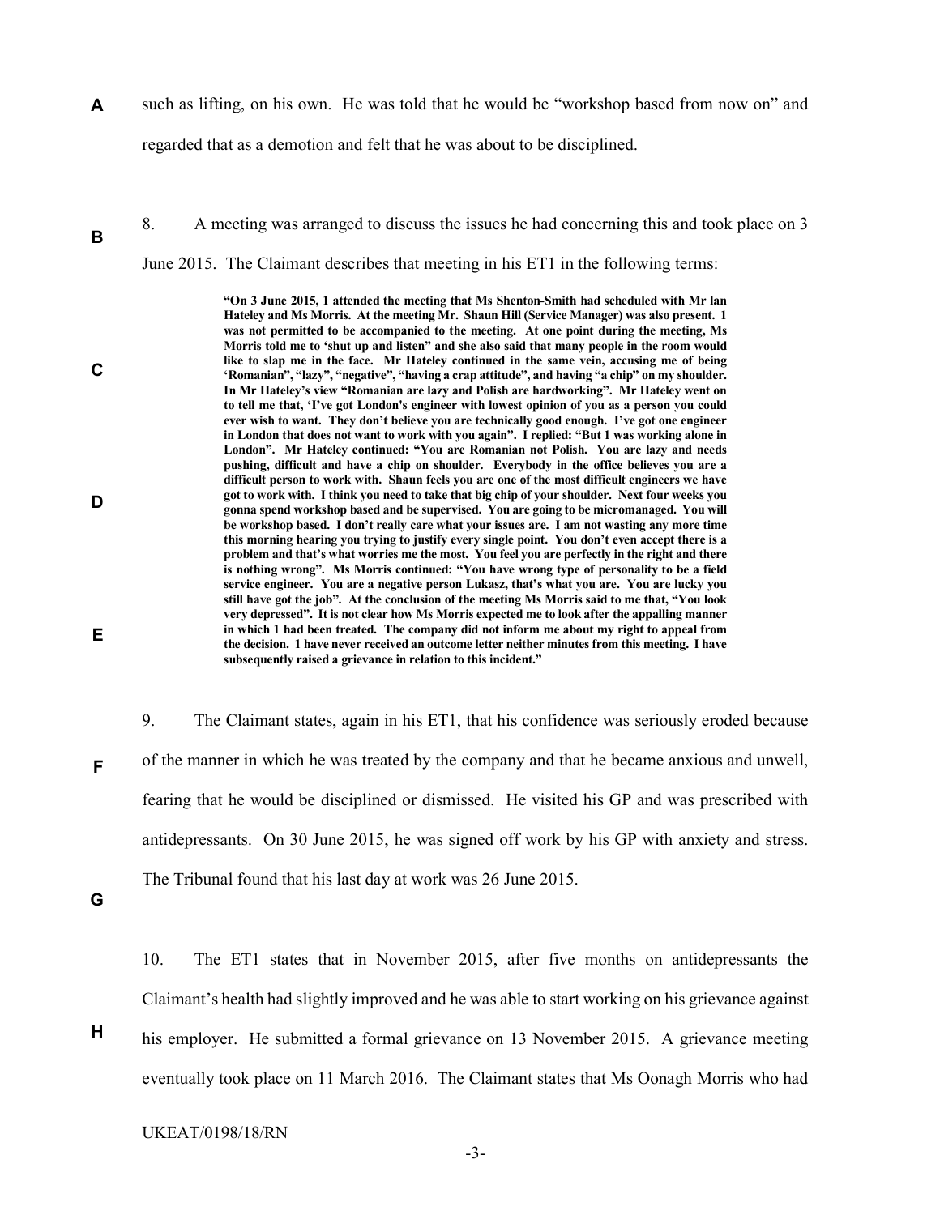such as lifting, on his own. He was told that he would be "workshop based from now on" and regarded that as a demotion and felt that he was about to be disciplined.

8. A meeting was arranged to discuss the issues he had concerning this and took place on 3 June 2015. The Claimant describes that meeting in his ET1 in the following terms:

> **"On 3 June 2015, 1 attended the meeting that Ms Shenton-Smith had scheduled with Mr lan Hateley and Ms Morris. At the meeting Mr. Shaun Hill (Service Manager) was also present. 1 was not permitted to be accompanied to the meeting. At one point during the meeting, Ms Morris told me to 'shut up and listen" and she also said that many people in the room would like to slap me in the face. Mr Hateley continued in the same vein, accusing me of being 'Romanian", "lazy", "negative", "having a crap attitude", and having "a chip" on my shoulder. In Mr Hateley's view "Romanian are lazy and Polish are hardworking". Mr Hateley went on to tell me that, 'I've got London's engineer with lowest opinion of you as a person you could ever wish to want. They don't believe you are technically good enough. I've got one engineer in London that does not want to work with you again". I replied: "But 1 was working alone in London". Mr Hateley continued: "You are Romanian not Polish. You are lazy and needs pushing, difficult and have a chip on shoulder. Everybody in the office believes you are a difficult person to work with. Shaun feels you are one of the most difficult engineers we have got to work with. I think you need to take that big chip of your shoulder. Next four weeks you gonna spend workshop based and be supervised. You are going to be micromanaged. You will be workshop based. I don't really care what your issues are. I am not wasting any more time this morning hearing you trying to justify every single point. You don't even accept there is a problem and that's what worries me the most. You feel you are perfectly in the right and there is nothing wrong". Ms Morris continued: "You have wrong type of personality to be a field service engineer. You are a negative person Lukasz, that's what you are. You are lucky you still have got the job". At the conclusion of the meeting Ms Morris said to me that, "You look very depressed". It is not clear how Ms Morris expected me to look after the appalling manner in which 1 had been treated. The company did not inform me about my right to appeal from the decision. 1 have never received an outcome letter neither minutes from this meeting. I have subsequently raised a grievance in relation to this incident."**

9. The Claimant states, again in his ET1, that his confidence was seriously eroded because of the manner in which he was treated by the company and that he became anxious and unwell, fearing that he would be disciplined or dismissed. He visited his GP and was prescribed with antidepressants. On 30 June 2015, he was signed off work by his GP with anxiety and stress. The Tribunal found that his last day at work was 26 June 2015.

10. The ET1 states that in November 2015, after five months on antidepressants the Claimant's health had slightly improved and he was able to start working on his grievance against his employer. He submitted a formal grievance on 13 November 2015. A grievance meeting eventually took place on 11 March 2016. The Claimant states that Ms Oonagh Morris who had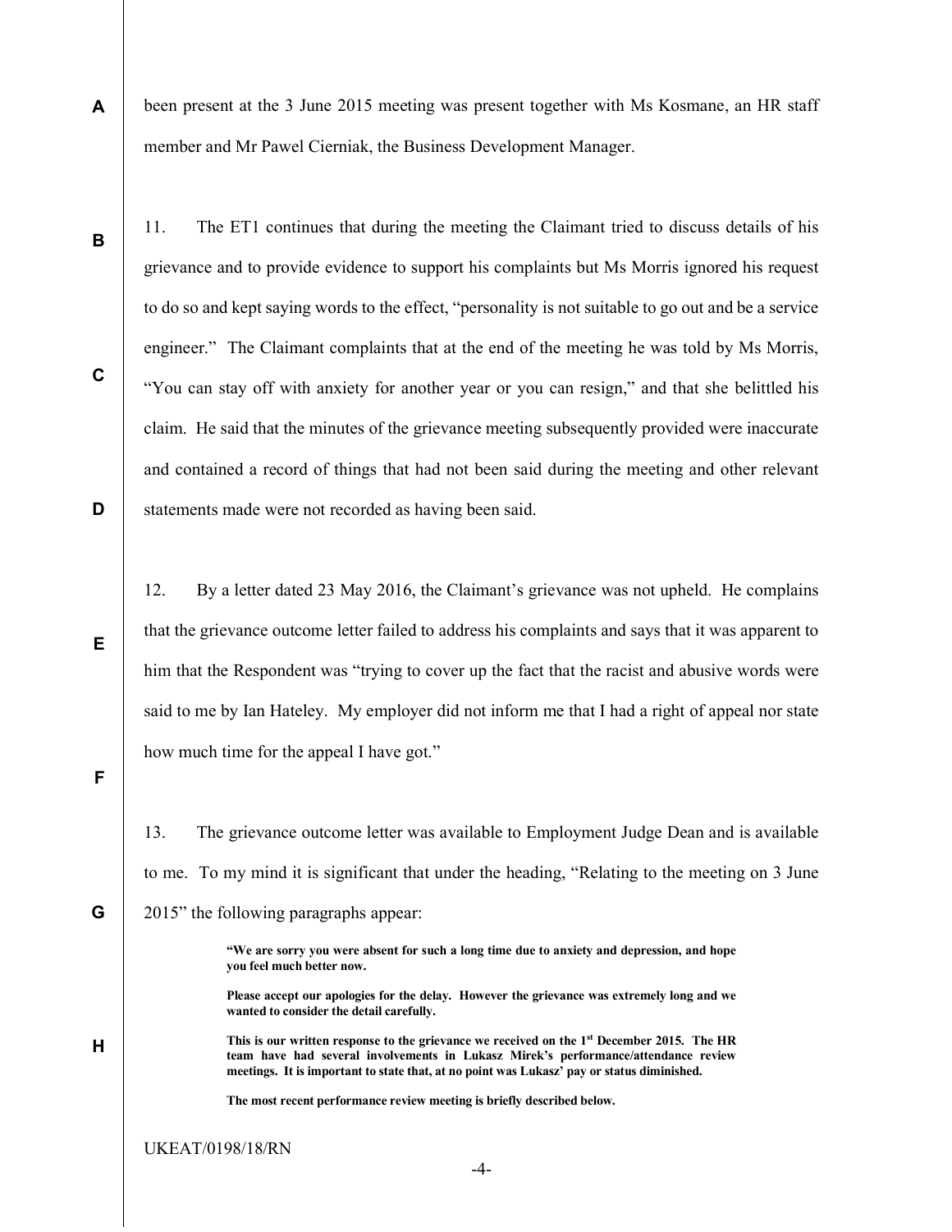been present at the 3 June 2015 meeting was present together with Ms Kosmane, an HR staff member and Mr Pawel Cierniak, the Business Development Manager.

11. The ET1 continues that during the meeting the Claimant tried to discuss details of his grievance and to provide evidence to support his complaints but Ms Morris ignored his request to do so and kept saying words to the effect, "personality is not suitable to go out and be a service engineer." The Claimant complaints that at the end of the meeting he was told by Ms Morris, "You can stay off with anxiety for another year or you can resign," and that she belittled his claim. He said that the minutes of the grievance meeting subsequently provided were inaccurate and contained a record of things that had not been said during the meeting and other relevant statements made were not recorded as having been said.

12. By a letter dated 23 May 2016, the Claimant's grievance was not upheld. He complains that the grievance outcome letter failed to address his complaints and says that it was apparent to him that the Respondent was "trying to cover up the fact that the racist and abusive words were said to me by Ian Hateley. My employer did not inform me that I had a right of appeal nor state how much time for the appeal I have got."

13. The grievance outcome letter was available to Employment Judge Dean and is available to me. To my mind it is significant that under the heading, "Relating to the meeting on 3 June 2015" the following paragraphs appear:

> **"We are sorry you were absent for such a long time due to anxiety and depression, and hope you feel much better now.**
>
> **Please accept our apologies for the delay. However the grievance was extremely long and we wanted to consider the detail carefully.**
>
> **This is our written response to the grievance we received on the 1st December 2015. The HR team have had several involvements in Lukasz Mirek's performance/attendance review meetings. It is important to state that, at no point was Lukasz' pay or status diminished.**
>
> **The most recent performance review meeting is briefly described below.**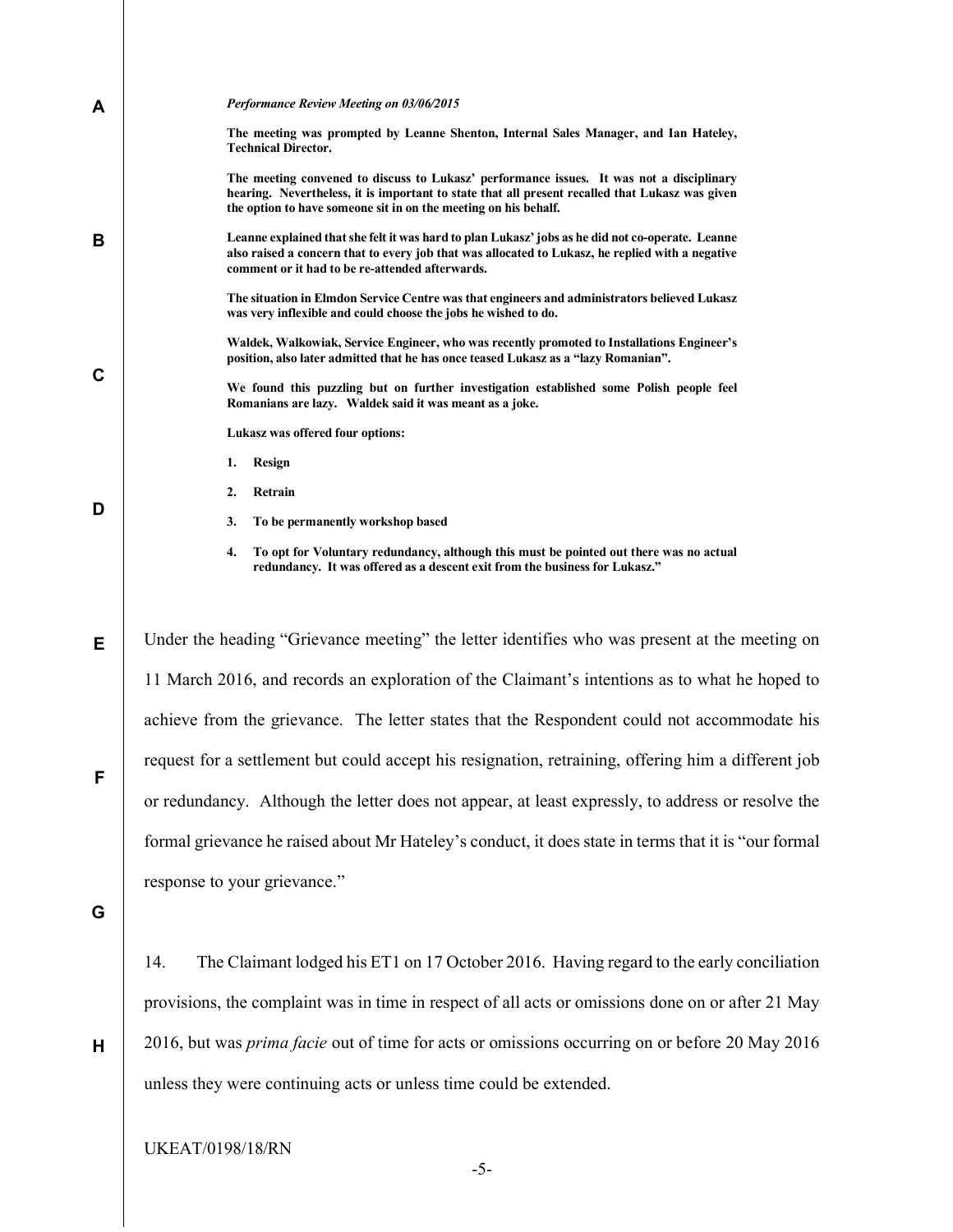***Performance Review Meeting on 03/06/2015***

**The meeting was prompted by Leanne Shenton, Internal Sales Manager, and Ian Hateley, Technical Director.**

**The meeting convened to discuss to Lukasz' performance issues. It was not a disciplinary hearing. Nevertheless, it is important to state that all present recalled that Lukasz was given the option to have someone sit in on the meeting on his behalf.**

**Leanne explained that she felt it was hard to plan Lukasz' jobs as he did not co-operate. Leanne also raised a concern that to every job that was allocated to Lukasz, he replied with a negative comment or it had to be re-attended afterwards.**

**The situation in Elmdon Service Centre was that engineers and administrators believed Lukasz was very inflexible and could choose the jobs he wished to do.**

**Waldek, Walkowiak, Service Engineer, who was recently promoted to Installations Engineer's position, also later admitted that he has once teased Lukasz as a "lazy Romanian".**

**We found this puzzling but on further investigation established some Polish people feel Romanians are lazy. Waldek said it was meant as a joke.**

**Lukasz was offered four options:**

1. **Resign**
2. **Retrain**
3. **To be permanently workshop based**
4. **To opt for Voluntary redundancy, although this must be pointed out there was no actual redundancy. It was offered as a descent exit from the business for Lukasz."**

Under the heading "Grievance meeting" the letter identifies who was present at the meeting on 11 March 2016, and records an exploration of the Claimant's intentions as to what he hoped to achieve from the grievance. The letter states that the Respondent could not accommodate his request for a settlement but could accept his resignation, retraining, offering him a different job or redundancy. Although the letter does not appear, at least expressly, to address or resolve the formal grievance he raised about Mr Hateley's conduct, it does state in terms that it is "our formal response to your grievance."

14. The Claimant lodged his ET1 on 17 October 2016. Having regard to the early conciliation provisions, the complaint was in time in respect of all acts or omissions done on or after 21 May 2016, but was *prima facie* out of time for acts or omissions occurring on or before 20 May 2016 unless they were continuing acts or unless time could be extended.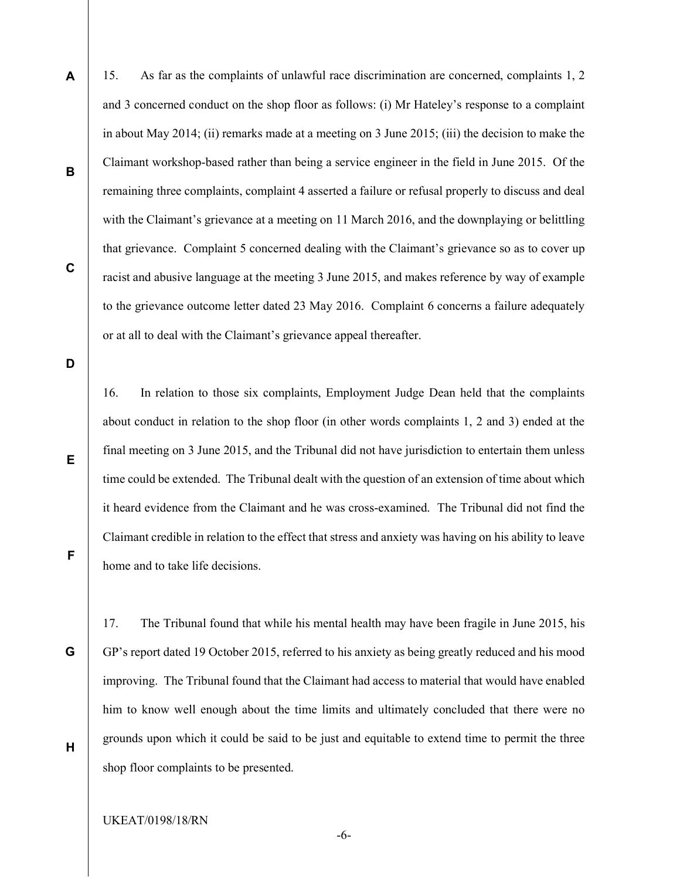15. As far as the complaints of unlawful race discrimination are concerned, complaints 1, 2 and 3 concerned conduct on the shop floor as follows: (i) Mr Hateley's response to a complaint in about May 2014; (ii) remarks made at a meeting on 3 June 2015; (iii) the decision to make the Claimant workshop-based rather than being a service engineer in the field in June 2015. Of the remaining three complaints, complaint 4 asserted a failure or refusal properly to discuss and deal with the Claimant's grievance at a meeting on 11 March 2016, and the downplaying or belittling that grievance. Complaint 5 concerned dealing with the Claimant's grievance so as to cover up racist and abusive language at the meeting 3 June 2015, and makes reference by way of example to the grievance outcome letter dated 23 May 2016. Complaint 6 concerns a failure adequately or at all to deal with the Claimant's grievance appeal thereafter.

16. In relation to those six complaints, Employment Judge Dean held that the complaints about conduct in relation to the shop floor (in other words complaints 1, 2 and 3) ended at the final meeting on 3 June 2015, and the Tribunal did not have jurisdiction to entertain them unless time could be extended. The Tribunal dealt with the question of an extension of time about which it heard evidence from the Claimant and he was cross-examined. The Tribunal did not find the Claimant credible in relation to the effect that stress and anxiety was having on his ability to leave home and to take life decisions.

17. The Tribunal found that while his mental health may have been fragile in June 2015, his GP's report dated 19 October 2015, referred to his anxiety as being greatly reduced and his mood improving. The Tribunal found that the Claimant had access to material that would have enabled him to know well enough about the time limits and ultimately concluded that there were no grounds upon which it could be said to be just and equitable to extend time to permit the three shop floor complaints to be presented.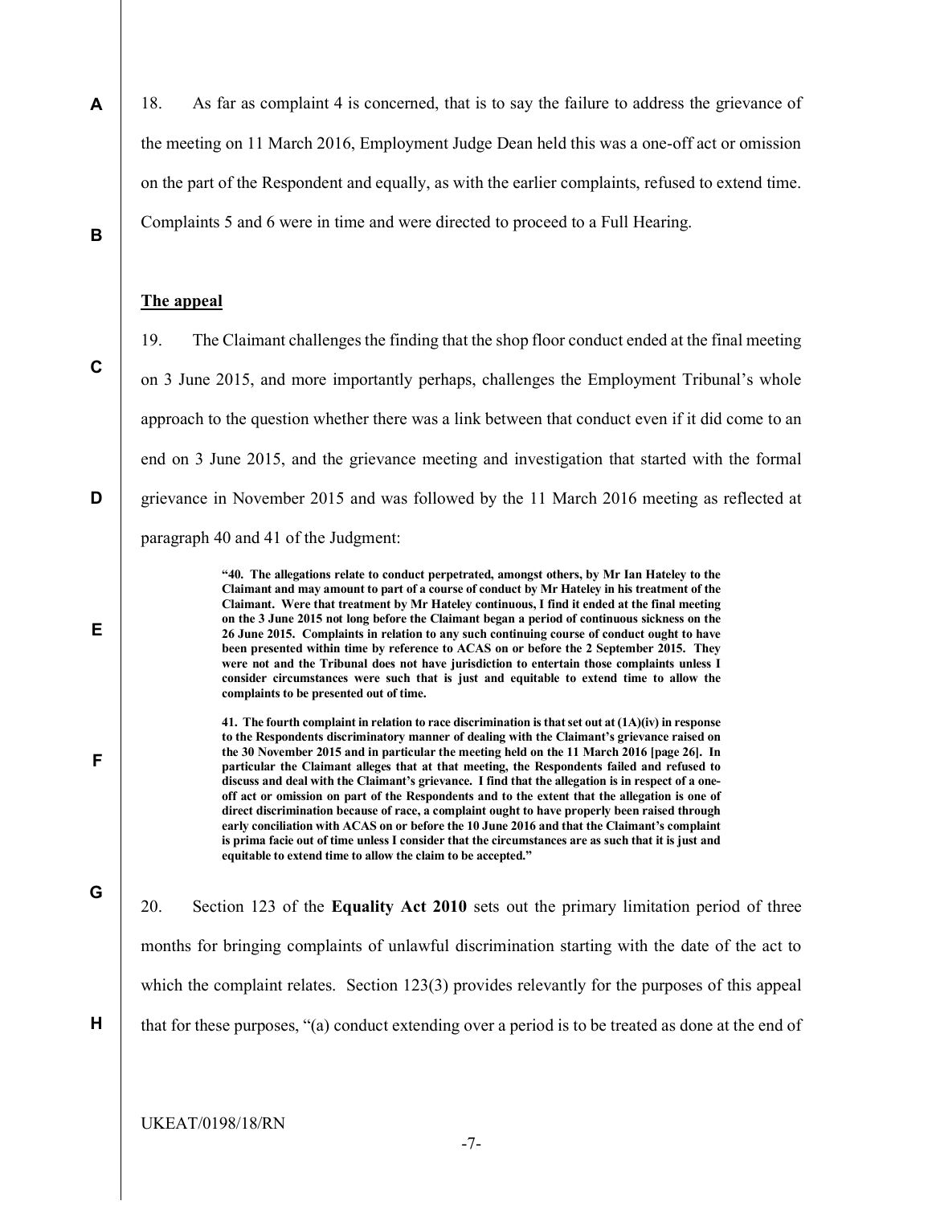18. As far as complaint 4 is concerned, that is to say the failure to address the grievance of the meeting on 11 March 2016, Employment Judge Dean held this was a one-off act or omission on the part of the Respondent and equally, as with the earlier complaints, refused to extend time. Complaints 5 and 6 were in time and were directed to proceed to a Full Hearing.

**The appeal**

19. The Claimant challenges the finding that the shop floor conduct ended at the final meeting on 3 June 2015, and more importantly perhaps, challenges the Employment Tribunal's whole approach to the question whether there was a link between that conduct even if it did come to an end on 3 June 2015, and the grievance meeting and investigation that started with the formal grievance in November 2015 and was followed by the 11 March 2016 meeting as reflected at paragraph 40 and 41 of the Judgment:

> **"40. The allegations relate to conduct perpetrated, amongst others, by Mr Ian Hateley to the Claimant and may amount to part of a course of conduct by Mr Hateley in his treatment of the Claimant. Were that treatment by Mr Hateley continuous, I find it ended at the final meeting on the 3 June 2015 not long before the Claimant began a period of continuous sickness on the 26 June 2015. Complaints in relation to any such continuing course of conduct ought to have been presented within time by reference to ACAS on or before the 2 September 2015. They were not and the Tribunal does not have jurisdiction to entertain those complaints unless I consider circumstances were such that is just and equitable to extend time to allow the complaints to be presented out of time.**
>
> **41. The fourth complaint in relation to race discrimination is that set out at (1A)(iv) in response to the Respondents discriminatory manner of dealing with the Claimant's grievance raised on the 30 November 2015 and in particular the meeting held on the 11 March 2016 [page 26]. In particular the Claimant alleges that at that meeting, the Respondents failed and refused to discuss and deal with the Claimant's grievance. I find that the allegation is in respect of a one-off act or omission on part of the Respondents and to the extent that the allegation is one of direct discrimination because of race, a complaint ought to have properly been raised through early conciliation with ACAS on or before the 10 June 2016 and that the Claimant's complaint is prima facie out of time unless I consider that the circumstances are as such that it is just and equitable to extend time to allow the claim to be accepted."**

20. Section 123 of the **Equality Act 2010** sets out the primary limitation period of three months for bringing complaints of unlawful discrimination starting with the date of the act to which the complaint relates. Section 123(3) provides relevantly for the purposes of this appeal that for these purposes, "(a) conduct extending over a period is to be treated as done at the end of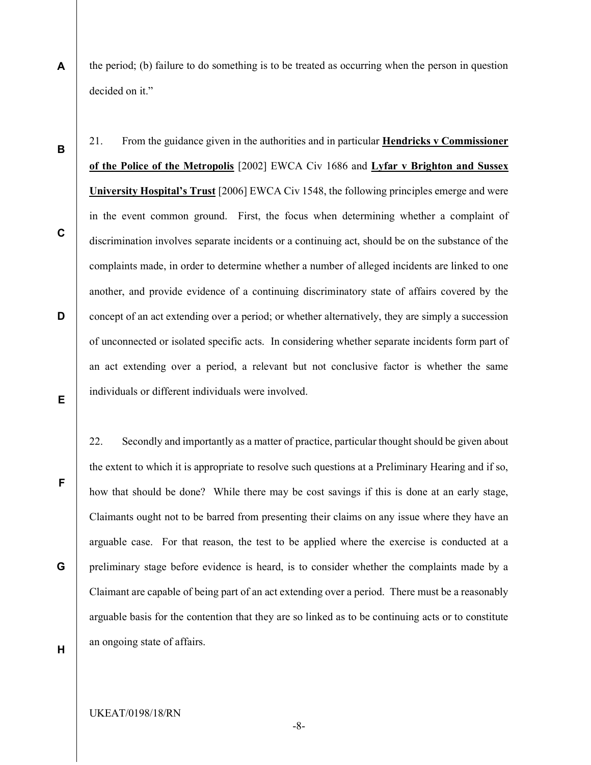the period; (b) failure to do something is to be treated as occurring when the person in question decided on it."

21. From the guidance given in the authorities and in particular **Hendricks v Commissioner of the Police of the Metropolis** [2002] EWCA Civ 1686 and **Lyfar v Brighton and Sussex University Hospital's Trust** [2006] EWCA Civ 1548, the following principles emerge and were in the event common ground. First, the focus when determining whether a complaint of discrimination involves separate incidents or a continuing act, should be on the substance of the complaints made, in order to determine whether a number of alleged incidents are linked to one another, and provide evidence of a continuing discriminatory state of affairs covered by the concept of an act extending over a period; or whether alternatively, they are simply a succession of unconnected or isolated specific acts. In considering whether separate incidents form part of an act extending over a period, a relevant but not conclusive factor is whether the same individuals or different individuals were involved.

22. Secondly and importantly as a matter of practice, particular thought should be given about the extent to which it is appropriate to resolve such questions at a Preliminary Hearing and if so, how that should be done? While there may be cost savings if this is done at an early stage, Claimants ought not to be barred from presenting their claims on any issue where they have an arguable case. For that reason, the test to be applied where the exercise is conducted at a preliminary stage before evidence is heard, is to consider whether the complaints made by a Claimant are capable of being part of an act extending over a period. There must be a reasonably arguable basis for the contention that they are so linked as to be continuing acts or to constitute an ongoing state of affairs.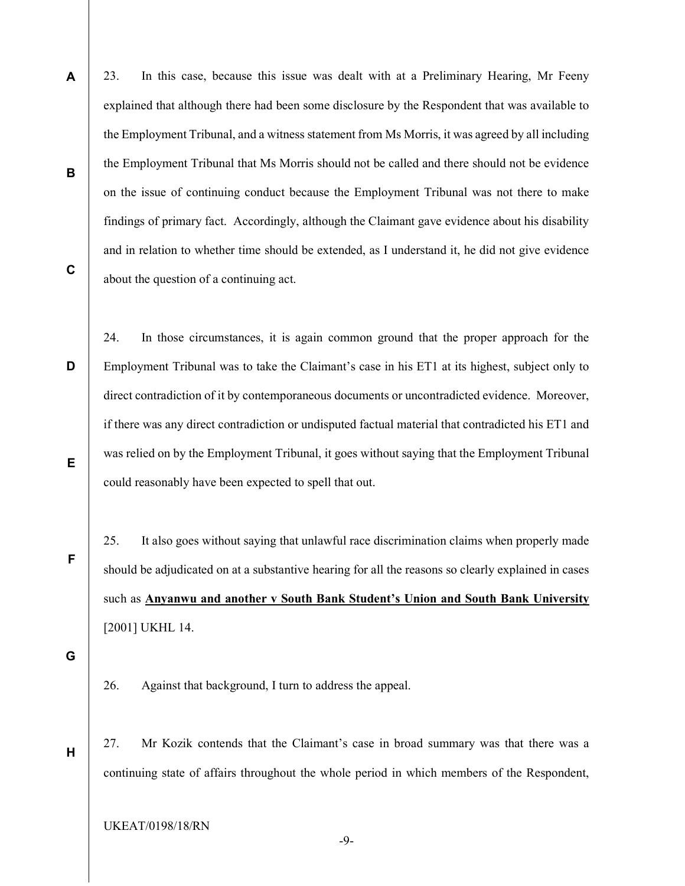23. In this case, because this issue was dealt with at a Preliminary Hearing, Mr Feeny explained that although there had been some disclosure by the Respondent that was available to the Employment Tribunal, and a witness statement from Ms Morris, it was agreed by all including the Employment Tribunal that Ms Morris should not be called and there should not be evidence on the issue of continuing conduct because the Employment Tribunal was not there to make findings of primary fact. Accordingly, although the Claimant gave evidence about his disability and in relation to whether time should be extended, as I understand it, he did not give evidence about the question of a continuing act.

24. In those circumstances, it is again common ground that the proper approach for the Employment Tribunal was to take the Claimant's case in his ET1 at its highest, subject only to direct contradiction of it by contemporaneous documents or uncontradicted evidence. Moreover, if there was any direct contradiction or undisputed factual material that contradicted his ET1 and was relied on by the Employment Tribunal, it goes without saying that the Employment Tribunal could reasonably have been expected to spell that out.

25. It also goes without saying that unlawful race discrimination claims when properly made should be adjudicated on at a substantive hearing for all the reasons so clearly explained in cases such as **Anyanwu and another v South Bank Student's Union and South Bank University** [2001] UKHL 14.

26. Against that background, I turn to address the appeal.

27. Mr Kozik contends that the Claimant's case in broad summary was that there was a continuing state of affairs throughout the whole period in which members of the Respondent,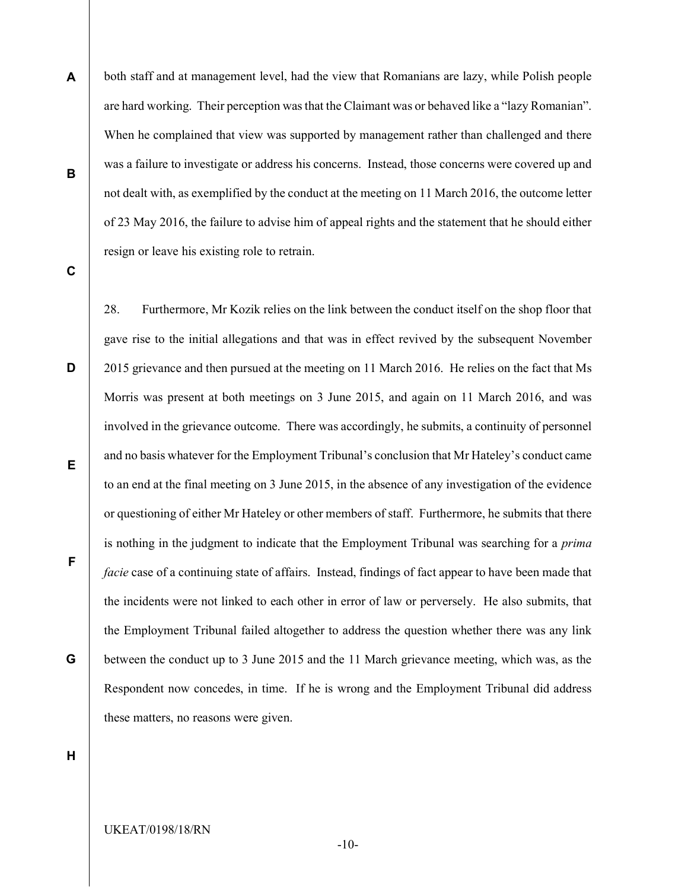both staff and at management level, had the view that Romanians are lazy, while Polish people are hard working. Their perception was that the Claimant was or behaved like a "lazy Romanian". When he complained that view was supported by management rather than challenged and there was a failure to investigate or address his concerns. Instead, those concerns were covered up and not dealt with, as exemplified by the conduct at the meeting on 11 March 2016, the outcome letter of 23 May 2016, the failure to advise him of appeal rights and the statement that he should either resign or leave his existing role to retrain.

28. Furthermore, Mr Kozik relies on the link between the conduct itself on the shop floor that gave rise to the initial allegations and that was in effect revived by the subsequent November 2015 grievance and then pursued at the meeting on 11 March 2016. He relies on the fact that Ms Morris was present at both meetings on 3 June 2015, and again on 11 March 2016, and was involved in the grievance outcome. There was accordingly, he submits, a continuity of personnel and no basis whatever for the Employment Tribunal's conclusion that Mr Hateley's conduct came to an end at the final meeting on 3 June 2015, in the absence of any investigation of the evidence or questioning of either Mr Hateley or other members of staff. Furthermore, he submits that there is nothing in the judgment to indicate that the Employment Tribunal was searching for a *prima facie* case of a continuing state of affairs. Instead, findings of fact appear to have been made that the incidents were not linked to each other in error of law or perversely. He also submits, that the Employment Tribunal failed altogether to address the question whether there was any link between the conduct up to 3 June 2015 and the 11 March grievance meeting, which was, as the Respondent now concedes, in time. If he is wrong and the Employment Tribunal did address these matters, no reasons were given.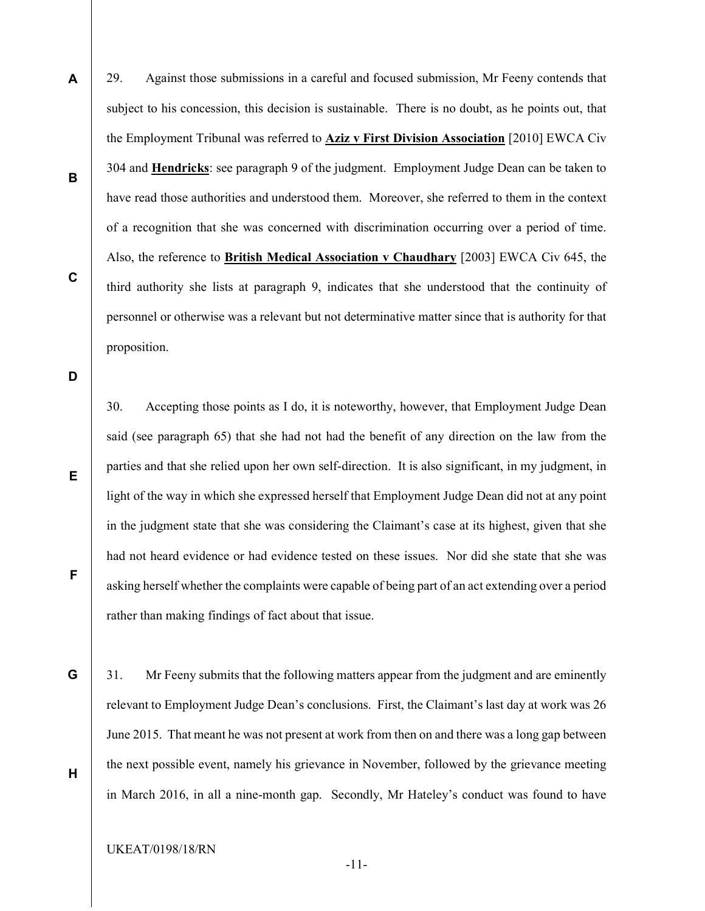29. Against those submissions in a careful and focused submission, Mr Feeny contends that subject to his concession, this decision is sustainable. There is no doubt, as he points out, that the Employment Tribunal was referred to **Aziz v First Division Association** [2010] EWCA Civ 304 and **Hendricks**: see paragraph 9 of the judgment. Employment Judge Dean can be taken to have read those authorities and understood them. Moreover, she referred to them in the context of a recognition that she was concerned with discrimination occurring over a period of time. Also, the reference to **British Medical Association v Chaudhary** [2003] EWCA Civ 645, the third authority she lists at paragraph 9, indicates that she understood that the continuity of personnel or otherwise was a relevant but not determinative matter since that is authority for that proposition.

30. Accepting those points as I do, it is noteworthy, however, that Employment Judge Dean said (see paragraph 65) that she had not had the benefit of any direction on the law from the parties and that she relied upon her own self-direction. It is also significant, in my judgment, in light of the way in which she expressed herself that Employment Judge Dean did not at any point in the judgment state that she was considering the Claimant's case at its highest, given that she had not heard evidence or had evidence tested on these issues. Nor did she state that she was asking herself whether the complaints were capable of being part of an act extending over a period rather than making findings of fact about that issue.

31. Mr Feeny submits that the following matters appear from the judgment and are eminently relevant to Employment Judge Dean's conclusions. First, the Claimant's last day at work was 26 June 2015. That meant he was not present at work from then on and there was a long gap between the next possible event, namely his grievance in November, followed by the grievance meeting in March 2016, in all a nine-month gap. Secondly, Mr Hateley's conduct was found to have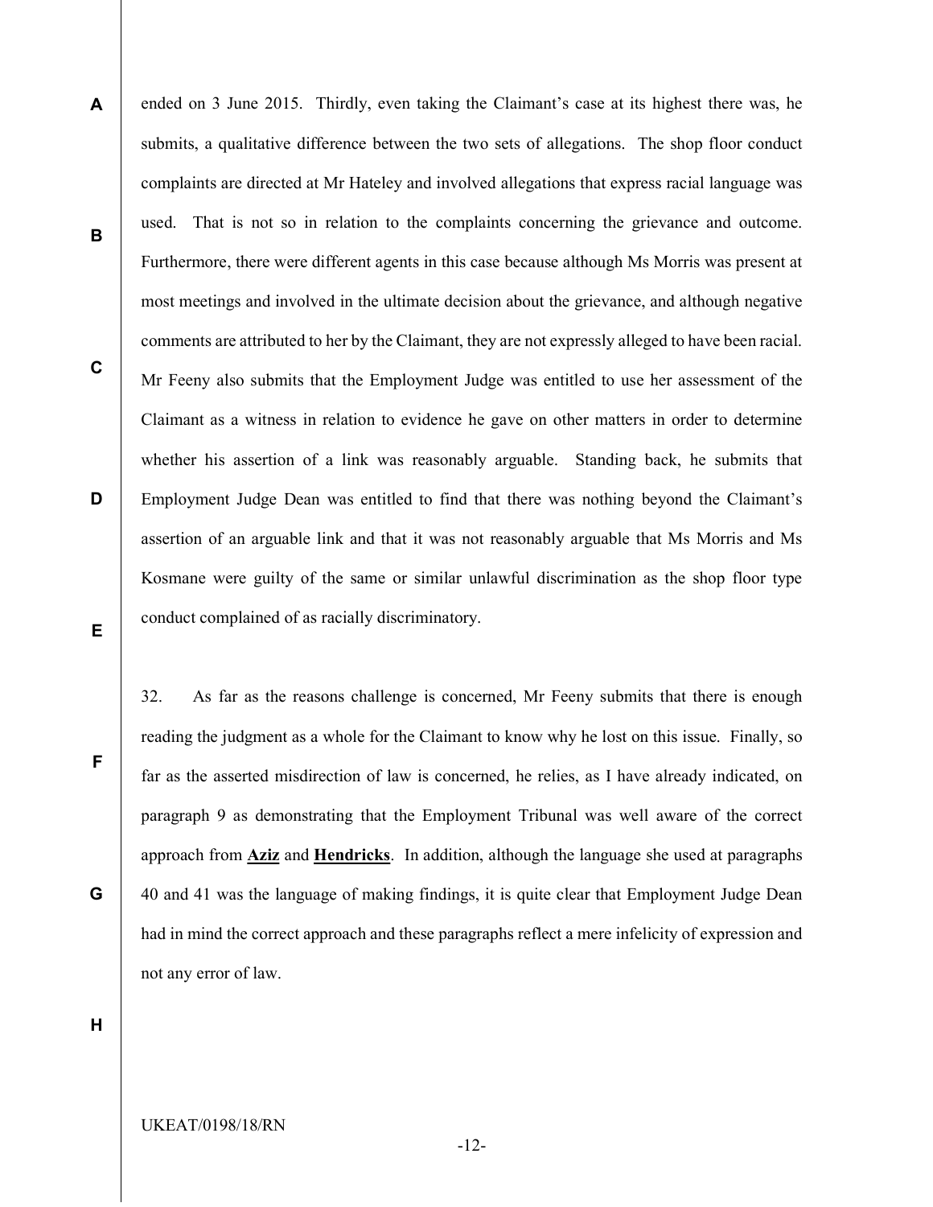ended on 3 June 2015. Thirdly, even taking the Claimant's case at its highest there was, he submits, a qualitative difference between the two sets of allegations. The shop floor conduct complaints are directed at Mr Hateley and involved allegations that express racial language was used. That is not so in relation to the complaints concerning the grievance and outcome. Furthermore, there were different agents in this case because although Ms Morris was present at most meetings and involved in the ultimate decision about the grievance, and although negative comments are attributed to her by the Claimant, they are not expressly alleged to have been racial. Mr Feeny also submits that the Employment Judge was entitled to use her assessment of the Claimant as a witness in relation to evidence he gave on other matters in order to determine whether his assertion of a link was reasonably arguable. Standing back, he submits that Employment Judge Dean was entitled to find that there was nothing beyond the Claimant's assertion of an arguable link and that it was not reasonably arguable that Ms Morris and Ms Kosmane were guilty of the same or similar unlawful discrimination as the shop floor type conduct complained of as racially discriminatory.

32. As far as the reasons challenge is concerned, Mr Feeny submits that there is enough reading the judgment as a whole for the Claimant to know why he lost on this issue. Finally, so far as the asserted misdirection of law is concerned, he relies, as I have already indicated, on paragraph 9 as demonstrating that the Employment Tribunal was well aware of the correct approach from **Aziz** and **Hendricks**. In addition, although the language she used at paragraphs 40 and 41 was the language of making findings, it is quite clear that Employment Judge Dean had in mind the correct approach and these paragraphs reflect a mere infelicity of expression and not any error of law.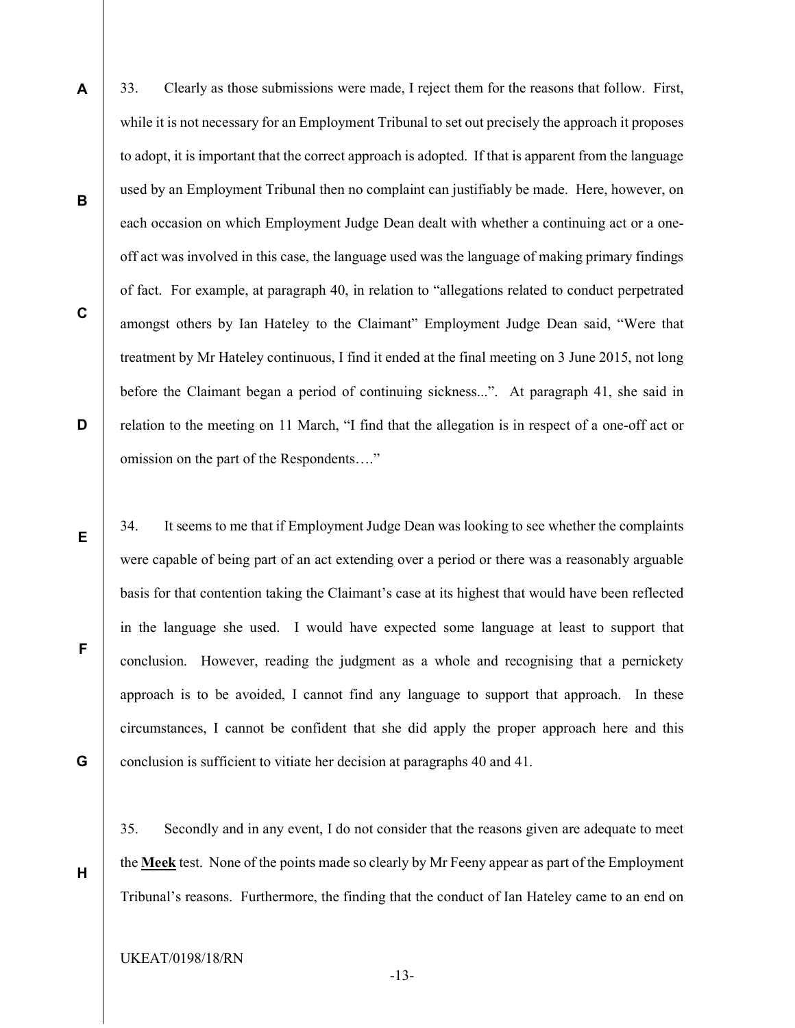33. Clearly as those submissions were made, I reject them for the reasons that follow. First, while it is not necessary for an Employment Tribunal to set out precisely the approach it proposes to adopt, it is important that the correct approach is adopted. If that is apparent from the language used by an Employment Tribunal then no complaint can justifiably be made. Here, however, on each occasion on which Employment Judge Dean dealt with whether a continuing act or a one-off act was involved in this case, the language used was the language of making primary findings of fact. For example, at paragraph 40, in relation to "allegations related to conduct perpetrated amongst others by Ian Hateley to the Claimant" Employment Judge Dean said, "Were that treatment by Mr Hateley continuous, I find it ended at the final meeting on 3 June 2015, not long before the Claimant began a period of continuing sickness...". At paragraph 41, she said in relation to the meeting on 11 March, "I find that the allegation is in respect of a one-off act or omission on the part of the Respondents…."

34. It seems to me that if Employment Judge Dean was looking to see whether the complaints were capable of being part of an act extending over a period or there was a reasonably arguable basis for that contention taking the Claimant's case at its highest that would have been reflected in the language she used. I would have expected some language at least to support that conclusion. However, reading the judgment as a whole and recognising that a pernickety approach is to be avoided, I cannot find any language to support that approach. In these circumstances, I cannot be confident that she did apply the proper approach here and this conclusion is sufficient to vitiate her decision at paragraphs 40 and 41.

35. Secondly and in any event, I do not consider that the reasons given are adequate to meet the **Meek** test. None of the points made so clearly by Mr Feeny appear as part of the Employment Tribunal's reasons. Furthermore, the finding that the conduct of Ian Hateley came to an end on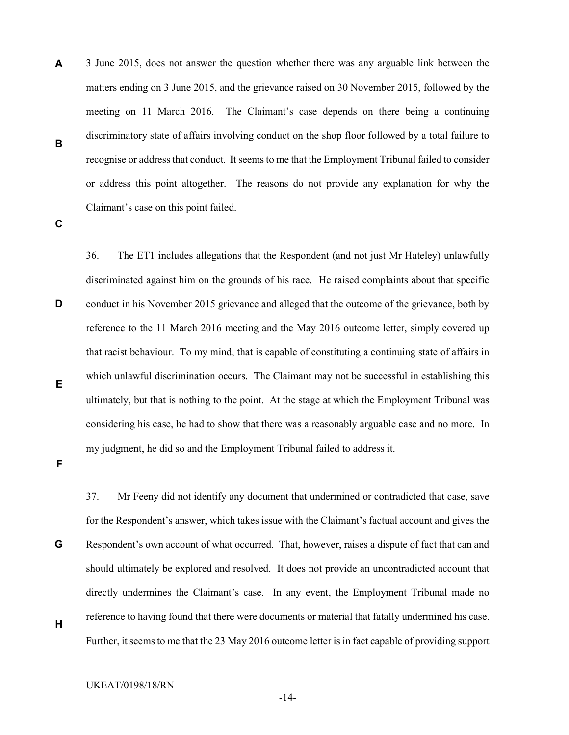3 June 2015, does not answer the question whether there was any arguable link between the matters ending on 3 June 2015, and the grievance raised on 30 November 2015, followed by the meeting on 11 March 2016. The Claimant's case depends on there being a continuing discriminatory state of affairs involving conduct on the shop floor followed by a total failure to recognise or address that conduct. It seems to me that the Employment Tribunal failed to consider or address this point altogether. The reasons do not provide any explanation for why the Claimant's case on this point failed.

36. The ET1 includes allegations that the Respondent (and not just Mr Hateley) unlawfully discriminated against him on the grounds of his race. He raised complaints about that specific conduct in his November 2015 grievance and alleged that the outcome of the grievance, both by reference to the 11 March 2016 meeting and the May 2016 outcome letter, simply covered up that racist behaviour. To my mind, that is capable of constituting a continuing state of affairs in which unlawful discrimination occurs. The Claimant may not be successful in establishing this ultimately, but that is nothing to the point. At the stage at which the Employment Tribunal was considering his case, he had to show that there was a reasonably arguable case and no more. In my judgment, he did so and the Employment Tribunal failed to address it.

37. Mr Feeny did not identify any document that undermined or contradicted that case, save for the Respondent's answer, which takes issue with the Claimant's factual account and gives the Respondent's own account of what occurred. That, however, raises a dispute of fact that can and should ultimately be explored and resolved. It does not provide an uncontradicted account that directly undermines the Claimant's case. In any event, the Employment Tribunal made no reference to having found that there were documents or material that fatally undermined his case. Further, it seems to me that the 23 May 2016 outcome letter is in fact capable of providing support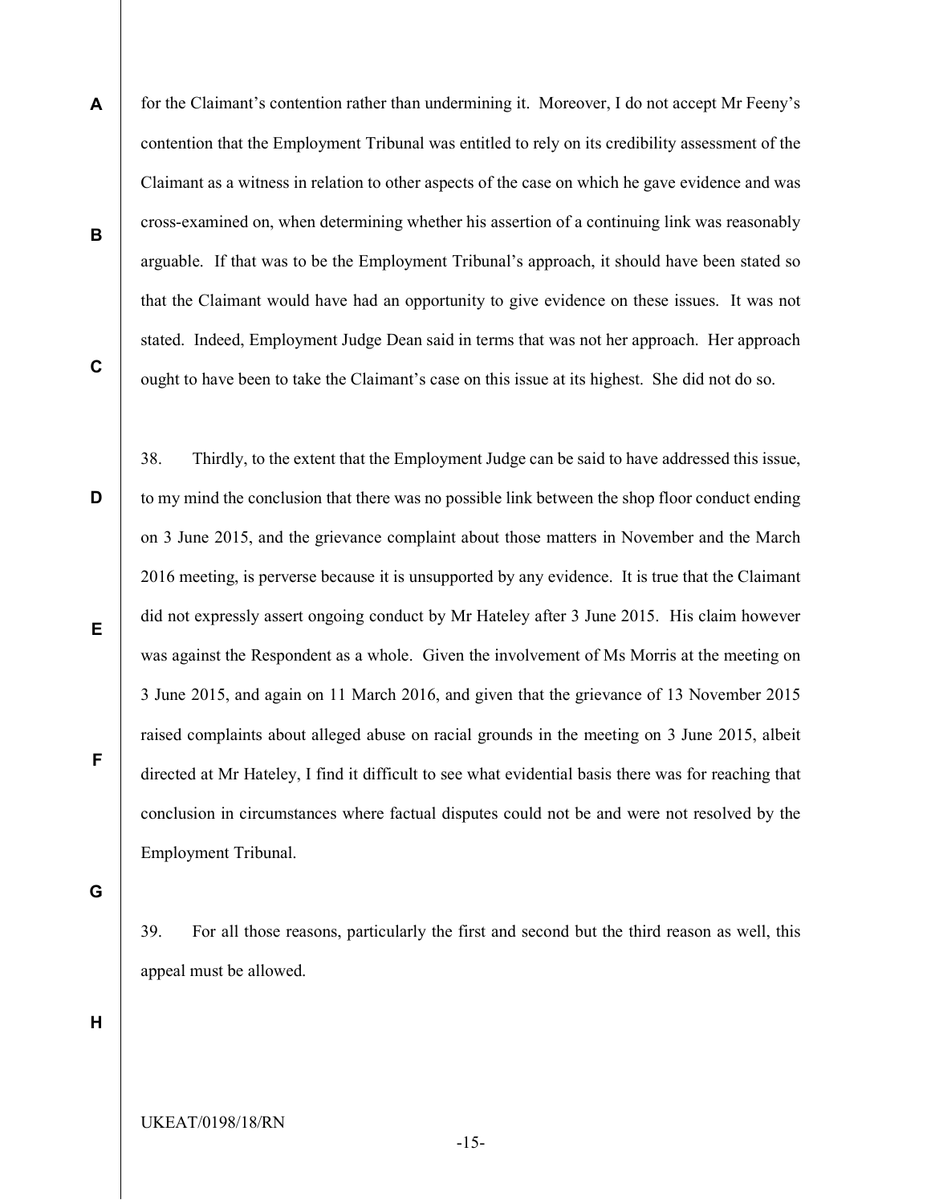for the Claimant's contention rather than undermining it. Moreover, I do not accept Mr Feeny's contention that the Employment Tribunal was entitled to rely on its credibility assessment of the Claimant as a witness in relation to other aspects of the case on which he gave evidence and was cross-examined on, when determining whether his assertion of a continuing link was reasonably arguable. If that was to be the Employment Tribunal's approach, it should have been stated so that the Claimant would have had an opportunity to give evidence on these issues. It was not stated. Indeed, Employment Judge Dean said in terms that was not her approach. Her approach ought to have been to take the Claimant's case on this issue at its highest. She did not do so.

38. Thirdly, to the extent that the Employment Judge can be said to have addressed this issue, to my mind the conclusion that there was no possible link between the shop floor conduct ending on 3 June 2015, and the grievance complaint about those matters in November and the March 2016 meeting, is perverse because it is unsupported by any evidence. It is true that the Claimant did not expressly assert ongoing conduct by Mr Hateley after 3 June 2015. His claim however was against the Respondent as a whole. Given the involvement of Ms Morris at the meeting on 3 June 2015, and again on 11 March 2016, and given that the grievance of 13 November 2015 raised complaints about alleged abuse on racial grounds in the meeting on 3 June 2015, albeit directed at Mr Hateley, I find it difficult to see what evidential basis there was for reaching that conclusion in circumstances where factual disputes could not be and were not resolved by the Employment Tribunal.

39. For all those reasons, particularly the first and second but the third reason as well, this appeal must be allowed.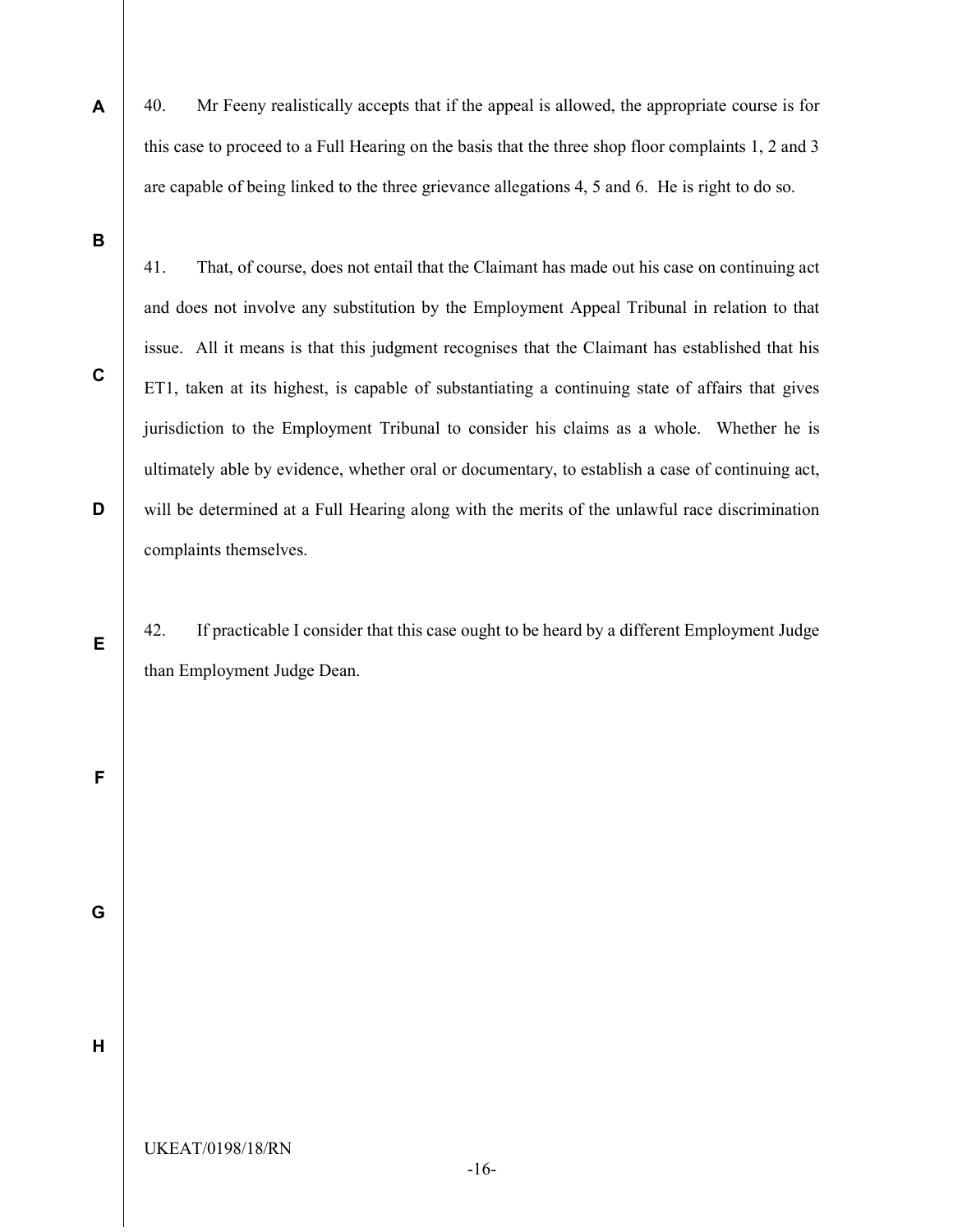40. Mr Feeny realistically accepts that if the appeal is allowed, the appropriate course is for this case to proceed to a Full Hearing on the basis that the three shop floor complaints 1, 2 and 3 are capable of being linked to the three grievance allegations 4, 5 and 6. He is right to do so.

41. That, of course, does not entail that the Claimant has made out his case on continuing act and does not involve any substitution by the Employment Appeal Tribunal in relation to that issue. All it means is that this judgment recognises that the Claimant has established that his ET1, taken at its highest, is capable of substantiating a continuing state of affairs that gives jurisdiction to the Employment Tribunal to consider his claims as a whole. Whether he is ultimately able by evidence, whether oral or documentary, to establish a case of continuing act, will be determined at a Full Hearing along with the merits of the unlawful race discrimination complaints themselves.

42. If practicable I consider that this case ought to be heard by a different Employment Judge than Employment Judge Dean.